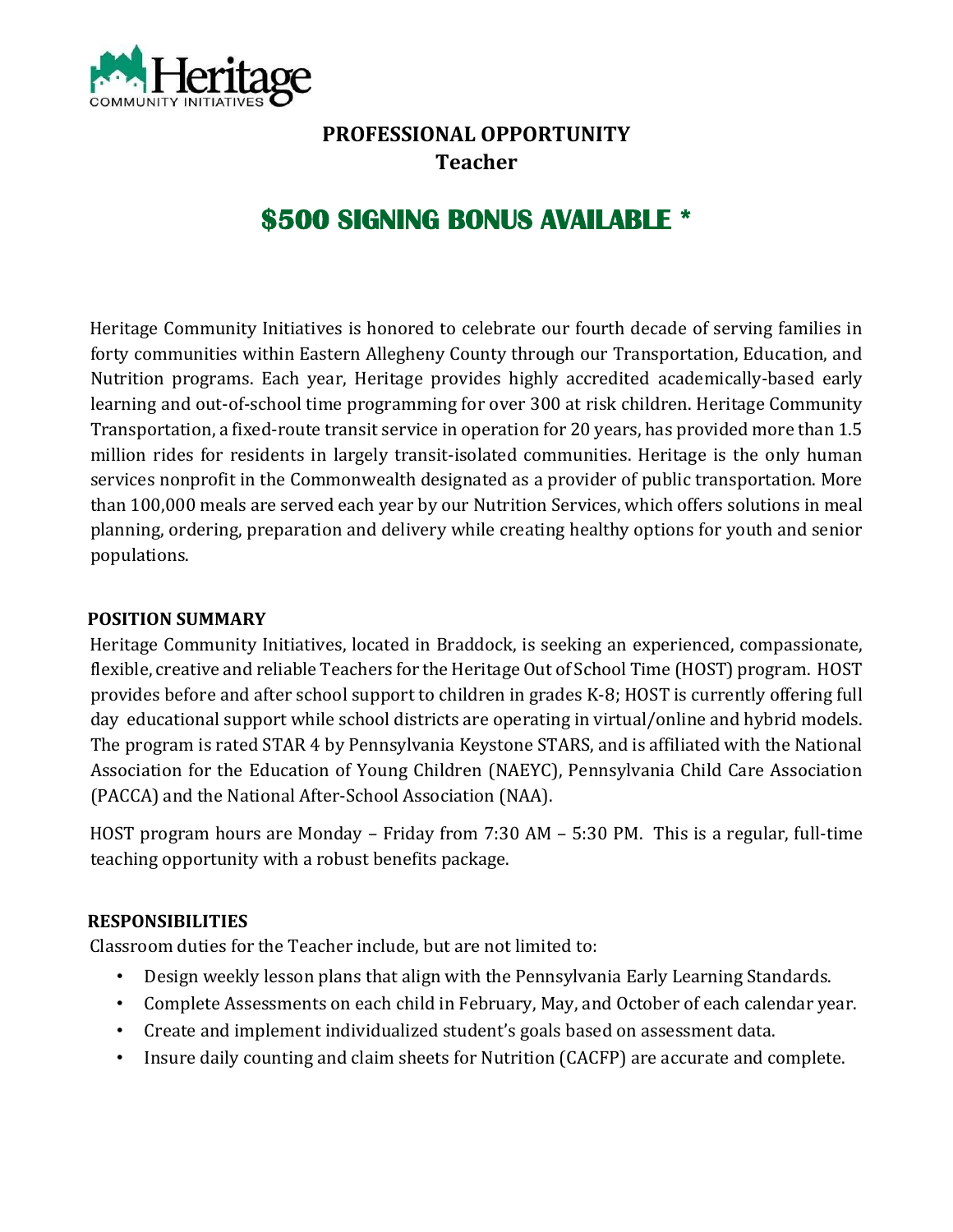Heritage COMMUNITY INITIATIVES

# PROFESSIONAL OPPORTUNITY
## Teacher

## $500 SIGNING BONUS AVAILABLE *

Heritage Community Initiatives is honored to celebrate our fourth decade of serving families in forty communities within Eastern Allegheny County through our Transportation, Education, and Nutrition programs. Each year, Heritage provides highly accredited academically-based early learning and out-of-school time programming for over 300 at risk children. Heritage Community Transportation, a fixed-route transit service in operation for 20 years, has provided more than 1.5 million rides for residents in largely transit-isolated communities. Heritage is the only human services nonprofit in the Commonwealth designated as a provider of public transportation. More than 100,000 meals are served each year by our Nutrition Services, which offers solutions in meal planning, ordering, preparation and delivery while creating healthy options for youth and senior populations.

### POSITION SUMMARY

Heritage Community Initiatives, located in Braddock, is seeking an experienced, compassionate, flexible, creative and reliable Teachers for the Heritage Out of School Time (HOST) program. HOST provides before and after school support to children in grades K-8; HOST is currently offering full day educational support while school districts are operating in virtual/online and hybrid models. The program is rated STAR 4 by Pennsylvania Keystone STARS, and is affiliated with the National Association for the Education of Young Children (NAEYC), Pennsylvania Child Care Association (PACCA) and the National After-School Association (NAA).

HOST program hours are Monday – Friday from 7:30 AM – 5:30 PM. This is a regular, full-time teaching opportunity with a robust benefits package.

### RESPONSIBILITIES

Classroom duties for the Teacher include, but are not limited to:

- Design weekly lesson plans that align with the Pennsylvania Early Learning Standards.
- Complete Assessments on each child in February, May, and October of each calendar year.
- Create and implement individualized student's goals based on assessment data.
- Insure daily counting and claim sheets for Nutrition (CACFP) are accurate and complete.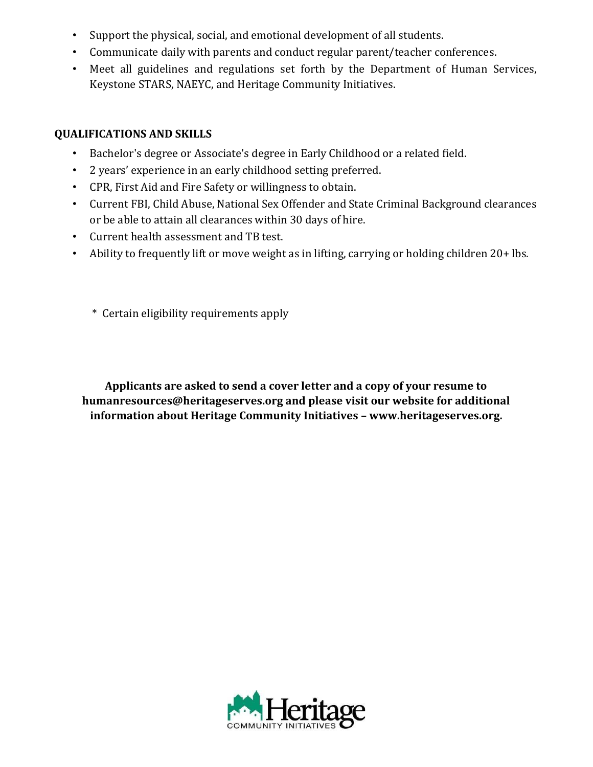- Support the physical, social, and emotional development of all students.
- Communicate daily with parents and conduct regular parent/teacher conferences.
- Meet all guidelines and regulations set forth by the Department of Human Services, Keystone STARS, NAEYC, and Heritage Community Initiatives.

**QUALIFICATIONS AND SKILLS**

- Bachelor's degree or Associate's degree in Early Childhood or a related field.
- 2 years' experience in an early childhood setting preferred.
- CPR, First Aid and Fire Safety or willingness to obtain.
- Current FBI, Child Abuse, National Sex Offender and State Criminal Background clearances or be able to attain all clearances within 30 days of hire.
- Current health assessment and TB test.
- Ability to frequently lift or move weight as in lifting, carrying or holding children 20+ lbs.

\* Certain eligibility requirements apply

**Applicants are asked to send a cover letter and a copy of your resume to humanresources@heritageserves.org and please visit our website for additional information about Heritage Community Initiatives – www.heritageserves.org.**

Heritage
COMMUNITY INITIATIVES